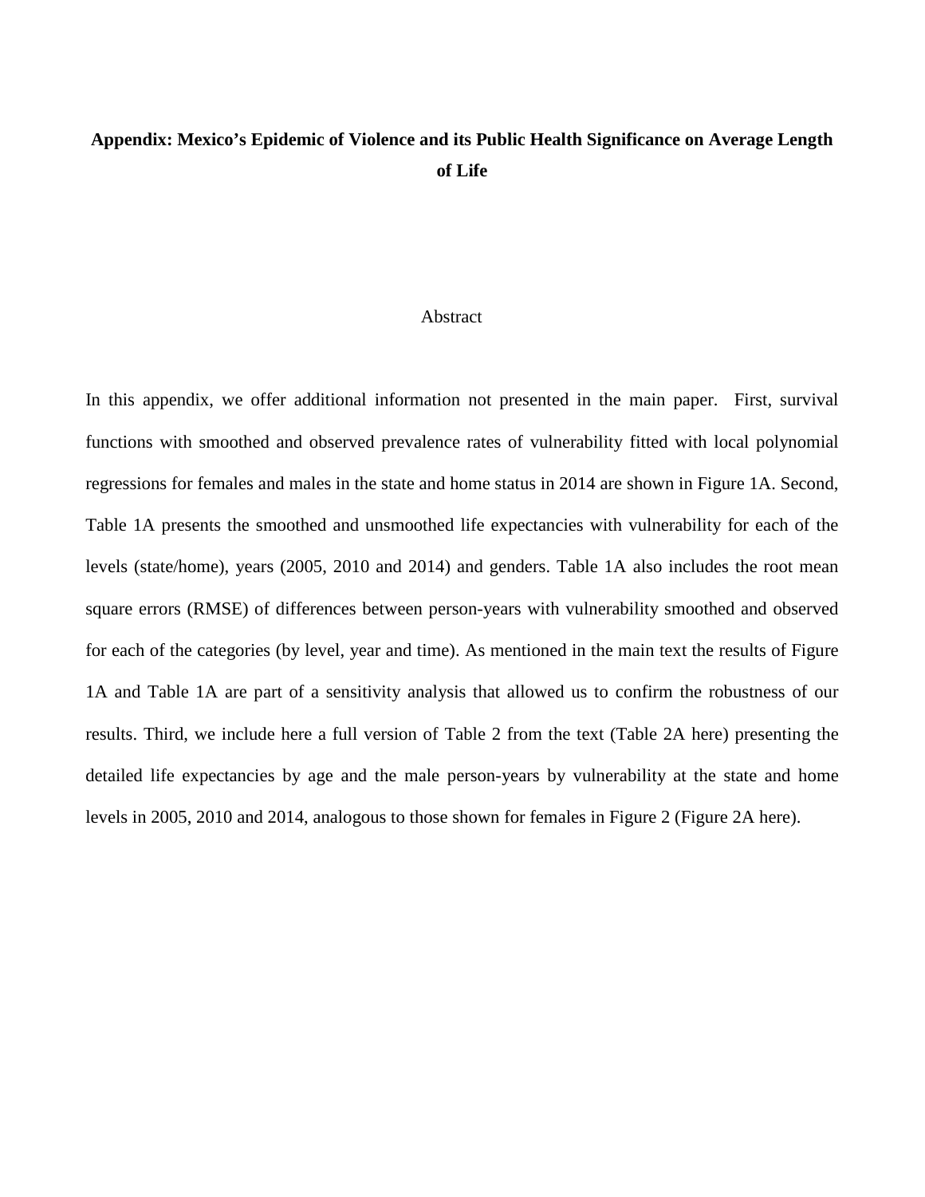# Appendix: Mexico's Epidemic of Violence and its Public Health Significance on Average Length of Life

## Abstract

In this appendix, we offer additional information not presented in the main paper. First, survival functions with smoothed and observed prevalence rates of vulnerability fitted with local polynomial regressions for females and males in the state and home status in 2014 are shown in Figure 1A. Second, Table 1A presents the smoothed and unsmoothed life expectancies with vulnerability for each of the levels (state/home), years (2005, 2010 and 2014) and genders. Table 1A also includes the root mean square errors (RMSE) of differences between person-years with vulnerability smoothed and observed for each of the categories (by level, year and time). As mentioned in the main text the results of Figure 1A and Table 1A are part of a sensitivity analysis that allowed us to confirm the robustness of our results. Third, we include here a full version of Table 2 from the text (Table 2A here) presenting the detailed life expectancies by age and the male person-years by vulnerability at the state and home levels in 2005, 2010 and 2014, analogous to those shown for females in Figure 2 (Figure 2A here).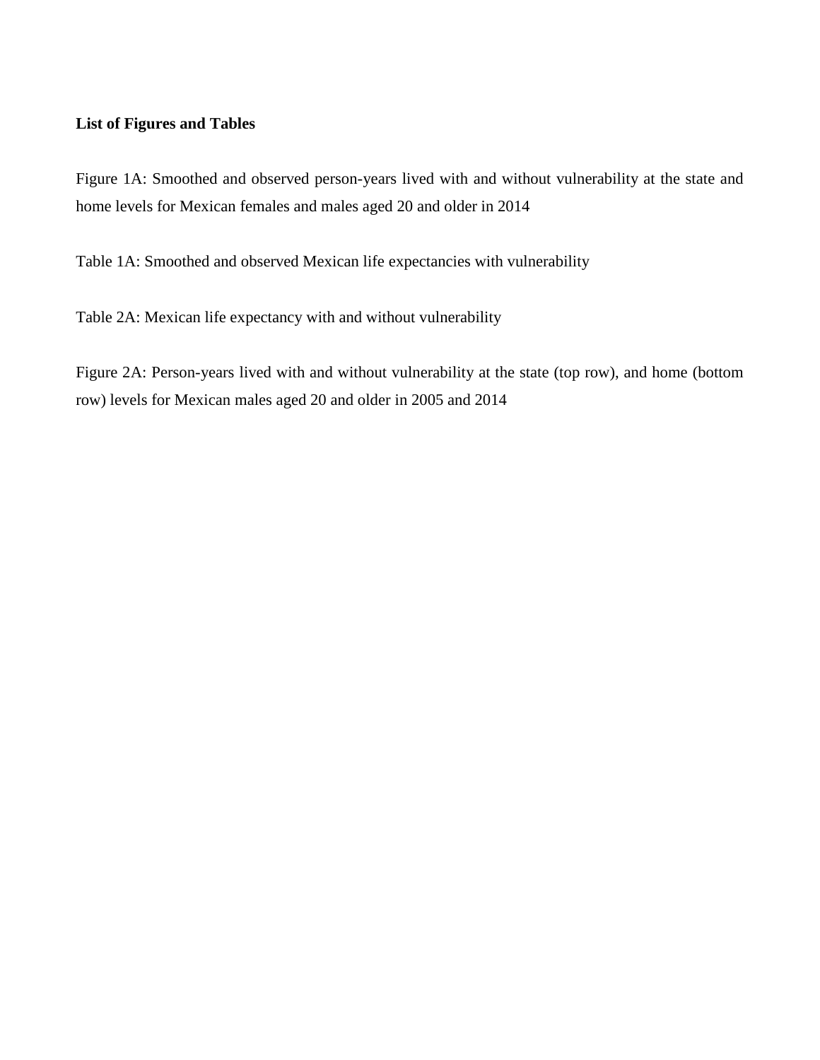**List of Figures and Tables**

Figure 1A: Smoothed and observed person-years lived with and without vulnerability at the state and home levels for Mexican females and males aged 20 and older in 2014

Table 1A: Smoothed and observed Mexican life expectancies with vulnerability

Table 2A: Mexican life expectancy with and without vulnerability

Figure 2A: Person-years lived with and without vulnerability at the state (top row), and home (bottom row) levels for Mexican males aged 20 and older in 2005 and 2014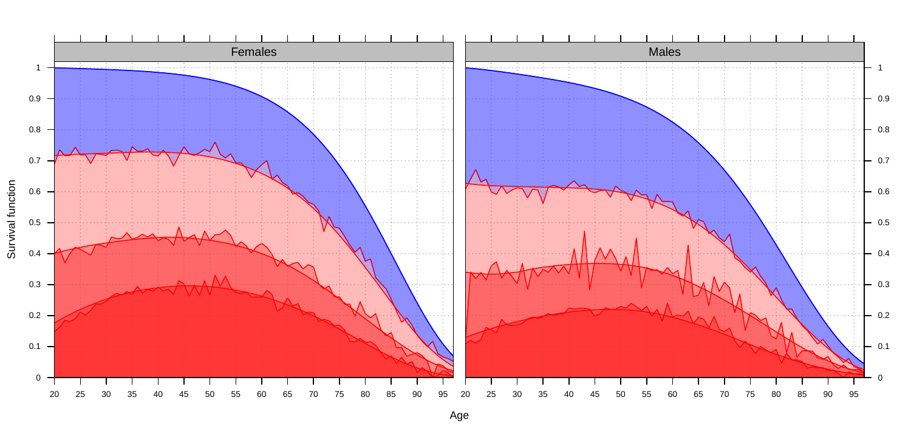Females

Males

Survival function

Age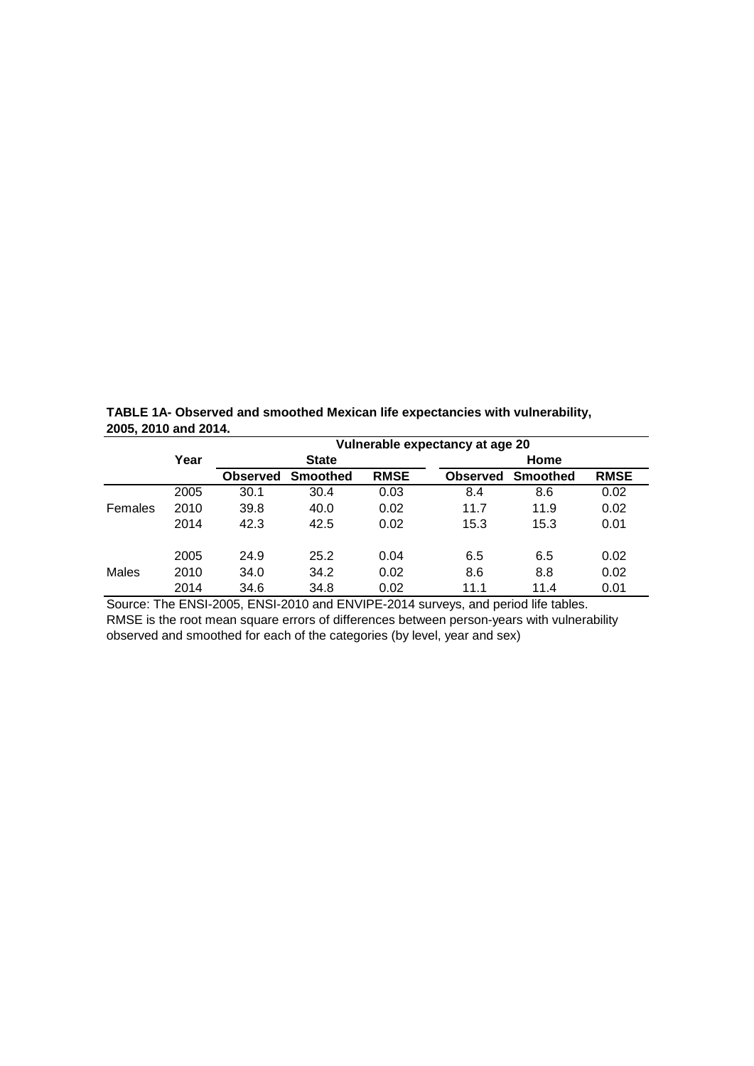**TABLE 1A- Observed and smoothed Mexican life expectancies with vulnerability, 2005, 2010 and 2014.**

| | Year | Vulnerable expectancy at age 20 | | | | | |
|---|---|---|---|---|---|---|---|
| | | State | | | Home | | |
| | | **Observed** | **Smoothed** | **RMSE** | **Observed** | **Smoothed** | **RMSE** |
| Females | 2005 | 30.1 | 30.4 | 0.03 | 8.4 | 8.6 | 0.02 |
| | 2010 | 39.8 | 40.0 | 0.02 | 11.7 | 11.9 | 0.02 |
| | 2014 | 42.3 | 42.5 | 0.02 | 15.3 | 15.3 | 0.01 |
| Males | 2005 | 24.9 | 25.2 | 0.04 | 6.5 | 6.5 | 0.02 |
| | 2010 | 34.0 | 34.2 | 0.02 | 8.6 | 8.8 | 0.02 |
| | 2014 | 34.6 | 34.8 | 0.02 | 11.1 | 11.4 | 0.01 |

Source: The ENSI-2005, ENSI-2010 and ENVIPE-2014 surveys, and period life tables.
RMSE is the root mean square errors of differences between person-years with vulnerability observed and smoothed for each of the categories (by level, year and sex)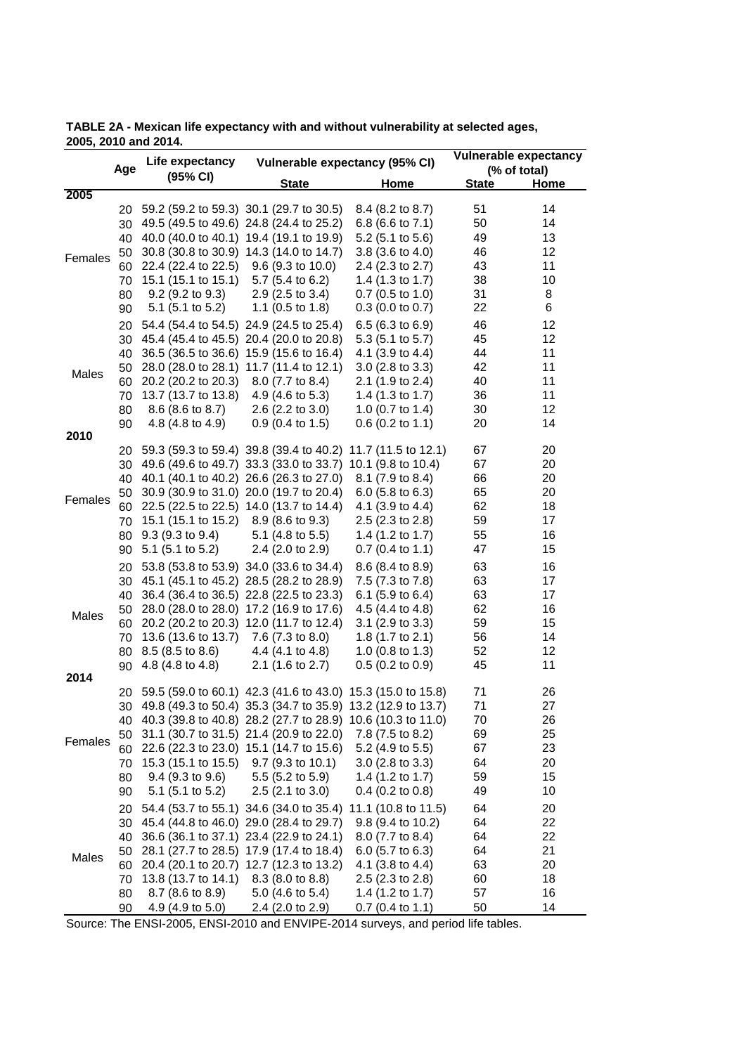**TABLE 2A - Mexican life expectancy with and without vulnerability at selected ages, 2005, 2010 and 2014.**

| | Age | Life expectancy (95% CI) | Vulnerable expectancy (95% CI) | | Vulnerable expectancy (% of total) | |
|---|---|---|---|---|---|---|
| | | | State | Home | State | Home |
| **2005** | | | | | | |
| Females | 20 | 59.2 (59.2 to 59.3) | 30.1 (29.7 to 30.5) | 8.4 (8.2 to 8.7) | 51 | 14 |
| | 30 | 49.5 (49.5 to 49.6) | 24.8 (24.4 to 25.2) | 6.8 (6.6 to 7.1) | 50 | 14 |
| | 40 | 40.0 (40.0 to 40.1) | 19.4 (19.1 to 19.9) | 5.2 (5.1 to 5.6) | 49 | 13 |
| | 50 | 30.8 (30.8 to 30.9) | 14.3 (14.0 to 14.7) | 3.8 (3.6 to 4.0) | 46 | 12 |
| | 60 | 22.4 (22.4 to 22.5) | 9.6 (9.3 to 10.0) | 2.4 (2.3 to 2.7) | 43 | 11 |
| | 70 | 15.1 (15.1 to 15.1) | 5.7 (5.4 to 6.2) | 1.4 (1.3 to 1.7) | 38 | 10 |
| | 80 | 9.2 (9.2 to 9.3) | 2.9 (2.5 to 3.4) | 0.7 (0.5 to 1.0) | 31 | 8 |
| | 90 | 5.1 (5.1 to 5.2) | 1.1 (0.5 to 1.8) | 0.3 (0.0 to 0.7) | 22 | 6 |
| Males | 20 | 54.4 (54.4 to 54.5) | 24.9 (24.5 to 25.4) | 6.5 (6.3 to 6.9) | 46 | 12 |
| | 30 | 45.4 (45.4 to 45.5) | 20.4 (20.0 to 20.8) | 5.3 (5.1 to 5.7) | 45 | 12 |
| | 40 | 36.5 (36.5 to 36.6) | 15.9 (15.6 to 16.4) | 4.1 (3.9 to 4.4) | 44 | 11 |
| | 50 | 28.0 (28.0 to 28.1) | 11.7 (11.4 to 12.1) | 3.0 (2.8 to 3.3) | 42 | 11 |
| | 60 | 20.2 (20.2 to 20.3) | 8.0 (7.7 to 8.4) | 2.1 (1.9 to 2.4) | 40 | 11 |
| | 70 | 13.7 (13.7 to 13.8) | 4.9 (4.6 to 5.3) | 1.4 (1.3 to 1.7) | 36 | 11 |
| | 80 | 8.6 (8.6 to 8.7) | 2.6 (2.2 to 3.0) | 1.0 (0.7 to 1.4) | 30 | 12 |
| | 90 | 4.8 (4.8 to 4.9) | 0.9 (0.4 to 1.5) | 0.6 (0.2 to 1.1) | 20 | 14 |
| **2010** | | | | | | |
| Females | 20 | 59.3 (59.3 to 59.4) | 39.8 (39.4 to 40.2) | 11.7 (11.5 to 12.1) | 67 | 20 |
| | 30 | 49.6 (49.6 to 49.7) | 33.3 (33.0 to 33.7) | 10.1 (9.8 to 10.4) | 67 | 20 |
| | 40 | 40.1 (40.1 to 40.2) | 26.6 (26.3 to 27.0) | 8.1 (7.9 to 8.4) | 66 | 20 |
| | 50 | 30.9 (30.9 to 31.0) | 20.0 (19.7 to 20.4) | 6.0 (5.8 to 6.3) | 65 | 20 |
| | 60 | 22.5 (22.5 to 22.5) | 14.0 (13.7 to 14.4) | 4.1 (3.9 to 4.4) | 62 | 18 |
| | 70 | 15.1 (15.1 to 15.2) | 8.9 (8.6 to 9.3) | 2.5 (2.3 to 2.8) | 59 | 17 |
| | 80 | 9.3 (9.3 to 9.4) | 5.1 (4.8 to 5.5) | 1.4 (1.2 to 1.7) | 55 | 16 |
| | 90 | 5.1 (5.1 to 5.2) | 2.4 (2.0 to 2.9) | 0.7 (0.4 to 1.1) | 47 | 15 |
| Males | 20 | 53.8 (53.8 to 53.9) | 34.0 (33.6 to 34.4) | 8.6 (8.4 to 8.9) | 63 | 16 |
| | 30 | 45.1 (45.1 to 45.2) | 28.5 (28.2 to 28.9) | 7.5 (7.3 to 7.8) | 63 | 17 |
| | 40 | 36.4 (36.4 to 36.5) | 22.8 (22.5 to 23.3) | 6.1 (5.9 to 6.4) | 63 | 17 |
| | 50 | 28.0 (28.0 to 28.0) | 17.2 (16.9 to 17.6) | 4.5 (4.4 to 4.8) | 62 | 16 |
| | 60 | 20.2 (20.2 to 20.3) | 12.0 (11.7 to 12.4) | 3.1 (2.9 to 3.3) | 59 | 15 |
| | 70 | 13.6 (13.6 to 13.7) | 7.6 (7.3 to 8.0) | 1.8 (1.7 to 2.1) | 56 | 14 |
| | 80 | 8.5 (8.5 to 8.6) | 4.4 (4.1 to 4.8) | 1.0 (0.8 to 1.3) | 52 | 12 |
| | 90 | 4.8 (4.8 to 4.8) | 2.1 (1.6 to 2.7) | 0.5 (0.2 to 0.9) | 45 | 11 |
| **2014** | | | | | | |
| Females | 20 | 59.5 (59.0 to 60.1) | 42.3 (41.6 to 43.0) | 15.3 (15.0 to 15.8) | 71 | 26 |
| | 30 | 49.8 (49.3 to 50.4) | 35.3 (34.7 to 35.9) | 13.2 (12.9 to 13.7) | 71 | 27 |
| | 40 | 40.3 (39.8 to 40.8) | 28.2 (27.7 to 28.9) | 10.6 (10.3 to 11.0) | 70 | 26 |
| | 50 | 31.1 (30.7 to 31.5) | 21.4 (20.9 to 22.0) | 7.8 (7.5 to 8.2) | 69 | 25 |
| | 60 | 22.6 (22.3 to 23.0) | 15.1 (14.7 to 15.6) | 5.2 (4.9 to 5.5) | 67 | 23 |
| | 70 | 15.3 (15.1 to 15.5) | 9.7 (9.3 to 10.1) | 3.0 (2.8 to 3.3) | 64 | 20 |
| | 80 | 9.4 (9.3 to 9.6) | 5.5 (5.2 to 5.9) | 1.4 (1.2 to 1.7) | 59 | 15 |
| | 90 | 5.1 (5.1 to 5.2) | 2.5 (2.1 to 3.0) | 0.4 (0.2 to 0.8) | 49 | 10 |
| Males | 20 | 54.4 (53.7 to 55.1) | 34.6 (34.0 to 35.4) | 11.1 (10.8 to 11.5) | 64 | 20 |
| | 30 | 45.4 (44.8 to 46.0) | 29.0 (28.4 to 29.7) | 9.8 (9.4 to 10.2) | 64 | 22 |
| | 40 | 36.6 (36.1 to 37.1) | 23.4 (22.9 to 24.1) | 8.0 (7.7 to 8.4) | 64 | 22 |
| | 50 | 28.1 (27.7 to 28.5) | 17.9 (17.4 to 18.4) | 6.0 (5.7 to 6.3) | 64 | 21 |
| | 60 | 20.4 (20.1 to 20.7) | 12.7 (12.3 to 13.2) | 4.1 (3.8 to 4.4) | 63 | 20 |
| | 70 | 13.8 (13.7 to 14.1) | 8.3 (8.0 to 8.8) | 2.5 (2.3 to 2.8) | 60 | 18 |
| | 80 | 8.7 (8.6 to 8.9) | 5.0 (4.6 to 5.4) | 1.4 (1.2 to 1.7) | 57 | 16 |
| | 90 | 4.9 (4.9 to 5.0) | 2.4 (2.0 to 2.9) | 0.7 (0.4 to 1.1) | 50 | 14 |

Source: The ENSI-2005, ENSI-2010 and ENVIPE-2014 surveys, and period life tables.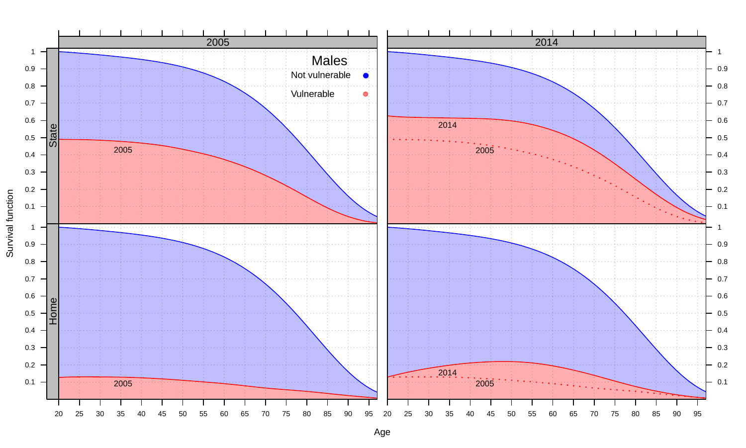2005

2014

Males

Not vulnerable

Vulnerable

State

Home

Survival function

Age

2005

2014

2005

2005

2014

2005

1
0.9
0.8
0.7
0.6
0.5
0.4
0.3
0.2
0.1

20 25 30 35 40 45 50 55 60 65 70 75 80 85 90 95